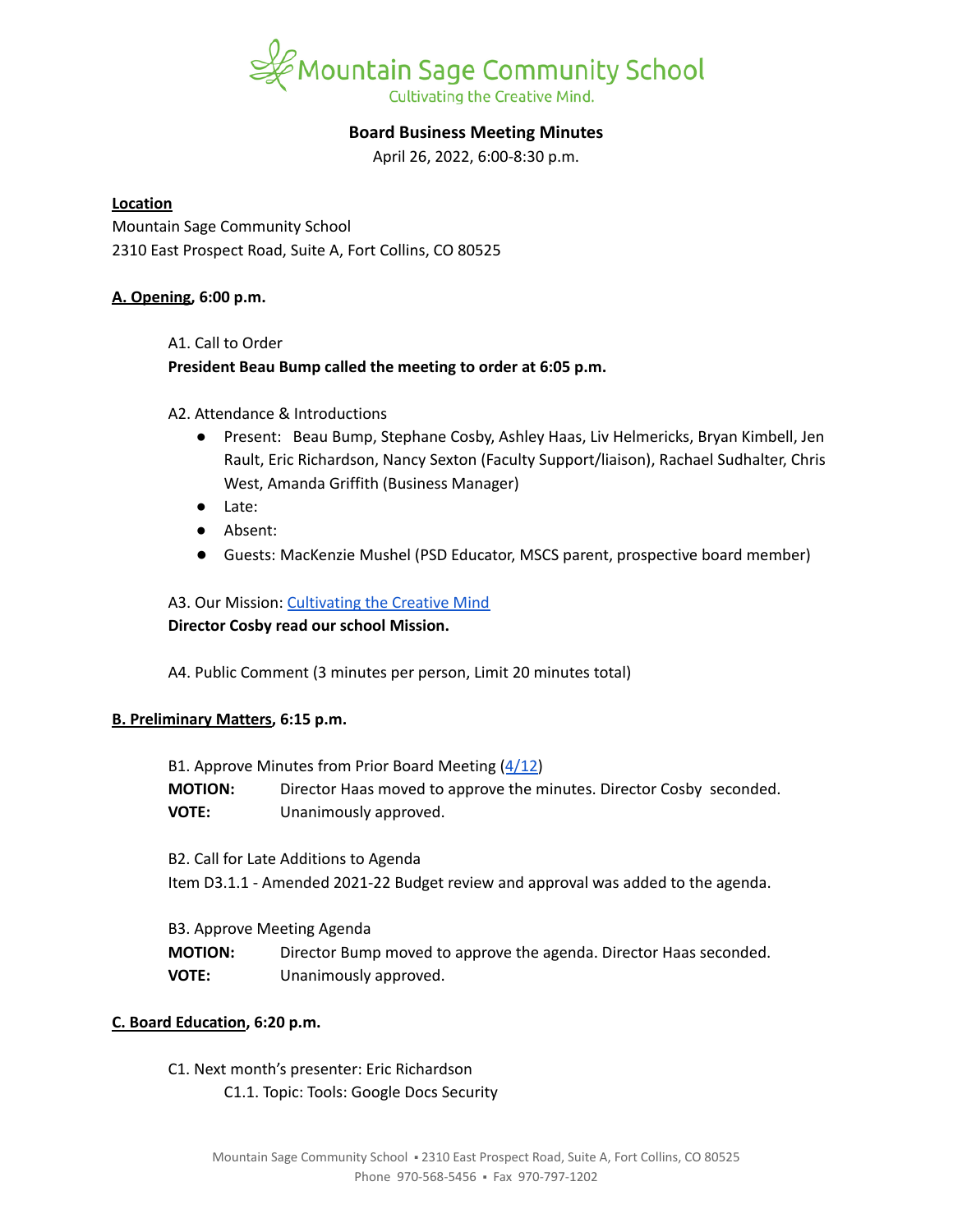# Mountain Sage Community School

Cultivating the Creative Mind.

## Board Business Meeting Minutes

April 26, 2022, 6:00-8:30 p.m.

**Location**

Mountain Sage Community School
2310 East Prospect Road, Suite A, Fort Collins, CO 80525

### A. Opening, 6:00 p.m.

A1. Call to Order

**President Beau Bump called the meeting to order at 6:05 p.m.**

A2. Attendance & Introductions

- Present: Beau Bump, Stephane Cosby, Ashley Haas, Liv Helmericks, Bryan Kimbell, Jen Rault, Eric Richardson, Nancy Sexton (Faculty Support/liaison), Rachael Sudhalter, Chris West, Amanda Griffith (Business Manager)
- Late:
- Absent:
- Guests: MacKenzie Mushel (PSD Educator, MSCS parent, prospective board member)

A3. Our Mission: [Cultivating the Creative Mind](#)

**Director Cosby read our school Mission.**

A4. Public Comment (3 minutes per person, Limit 20 minutes total)

### B. Preliminary Matters, 6:15 p.m.

B1. Approve Minutes from Prior Board Meeting ([4/12](#))

**MOTION:** Director Haas moved to approve the minutes. Director Cosby seconded.
**VOTE:** Unanimously approved.

B2. Call for Late Additions to Agenda

Item D3.1.1 - Amended 2021-22 Budget review and approval was added to the agenda.

B3. Approve Meeting Agenda

**MOTION:** Director Bump moved to approve the agenda. Director Haas seconded.
**VOTE:** Unanimously approved.

### C. Board Education, 6:20 p.m.

C1. Next month's presenter: Eric Richardson

C1.1. Topic: Tools: Google Docs Security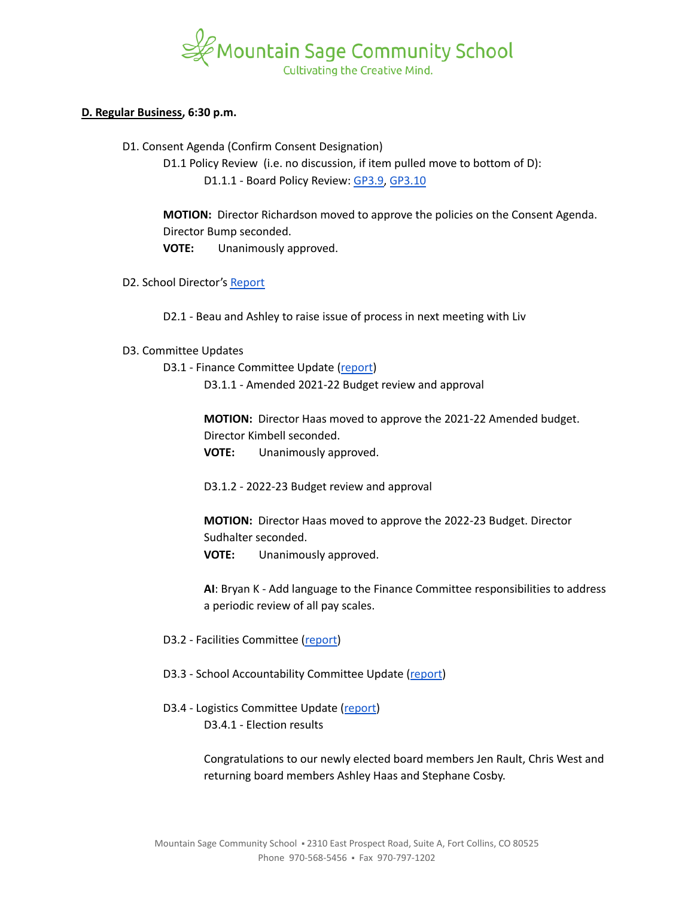**D. Regular Business, 6:30 p.m.**

D1. Consent Agenda (Confirm Consent Designation)

D1.1 Policy Review (i.e. no discussion, if item pulled move to bottom of D):

D1.1.1 - Board Policy Review: GP3.9, GP3.10

**MOTION:** Director Richardson moved to approve the policies on the Consent Agenda. Director Bump seconded.

**VOTE:** Unanimously approved.

D2. School Director's Report

D2.1 - Beau and Ashley to raise issue of process in next meeting with Liv

D3. Committee Updates

D3.1 - Finance Committee Update (report)

D3.1.1 - Amended 2021-22 Budget review and approval

**MOTION:** Director Haas moved to approve the 2021-22 Amended budget. Director Kimbell seconded.

**VOTE:** Unanimously approved.

D3.1.2 - 2022-23 Budget review and approval

**MOTION:** Director Haas moved to approve the 2022-23 Budget. Director Sudhalter seconded.

**VOTE:** Unanimously approved.

**AI**: Bryan K - Add language to the Finance Committee responsibilities to address a periodic review of all pay scales.

D3.2 - Facilities Committee (report)

D3.3 - School Accountability Committee Update (report)

D3.4 - Logistics Committee Update (report)

D3.4.1 - Election results

Congratulations to our newly elected board members Jen Rault, Chris West and returning board members Ashley Haas and Stephane Cosby.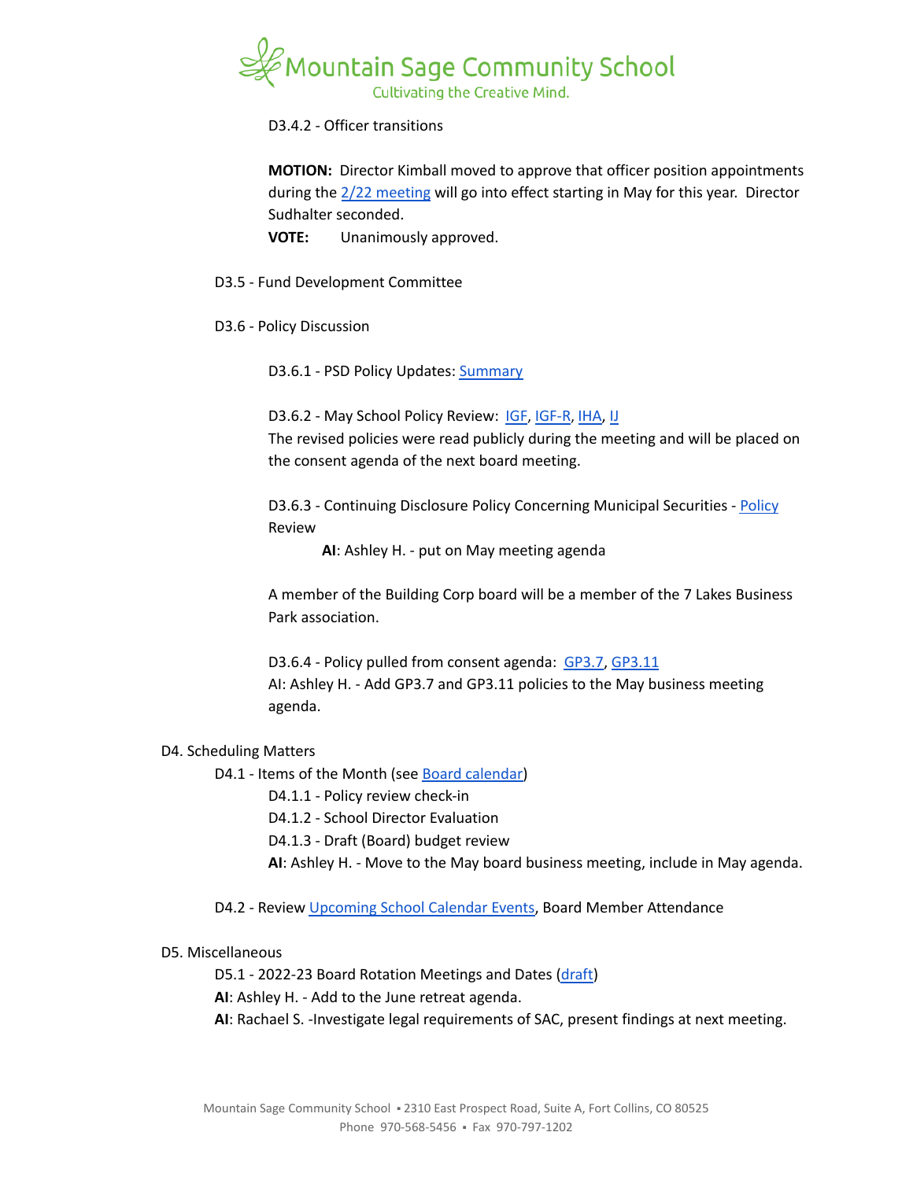D3.4.2 - Officer transitions

**MOTION:** Director Kimball moved to approve that officer position appointments during the 2/22 meeting will go into effect starting in May for this year. Director Sudhalter seconded.

**VOTE:** Unanimously approved.

D3.5 - Fund Development Committee

D3.6 - Policy Discussion

D3.6.1 - PSD Policy Updates: Summary

D3.6.2 - May School Policy Review: IGF, IGF-R, IHA, IJ

The revised policies were read publicly during the meeting and will be placed on the consent agenda of the next board meeting.

D3.6.3 - Continuing Disclosure Policy Concerning Municipal Securities - Policy Review

**AI**: Ashley H. - put on May meeting agenda

A member of the Building Corp board will be a member of the 7 Lakes Business Park association.

D3.6.4 - Policy pulled from consent agenda: GP3.7, GP3.11

AI: Ashley H. - Add GP3.7 and GP3.11 policies to the May business meeting agenda.

D4. Scheduling Matters

D4.1 - Items of the Month (see Board calendar)

D4.1.1 - Policy review check-in

D4.1.2 - School Director Evaluation

D4.1.3 - Draft (Board) budget review

**AI**: Ashley H. - Move to the May board business meeting, include in May agenda.

D4.2 - Review Upcoming School Calendar Events, Board Member Attendance

D5. Miscellaneous

D5.1 - 2022-23 Board Rotation Meetings and Dates (draft)

**AI**: Ashley H. - Add to the June retreat agenda.

**AI**: Rachael S. -Investigate legal requirements of SAC, present findings at next meeting.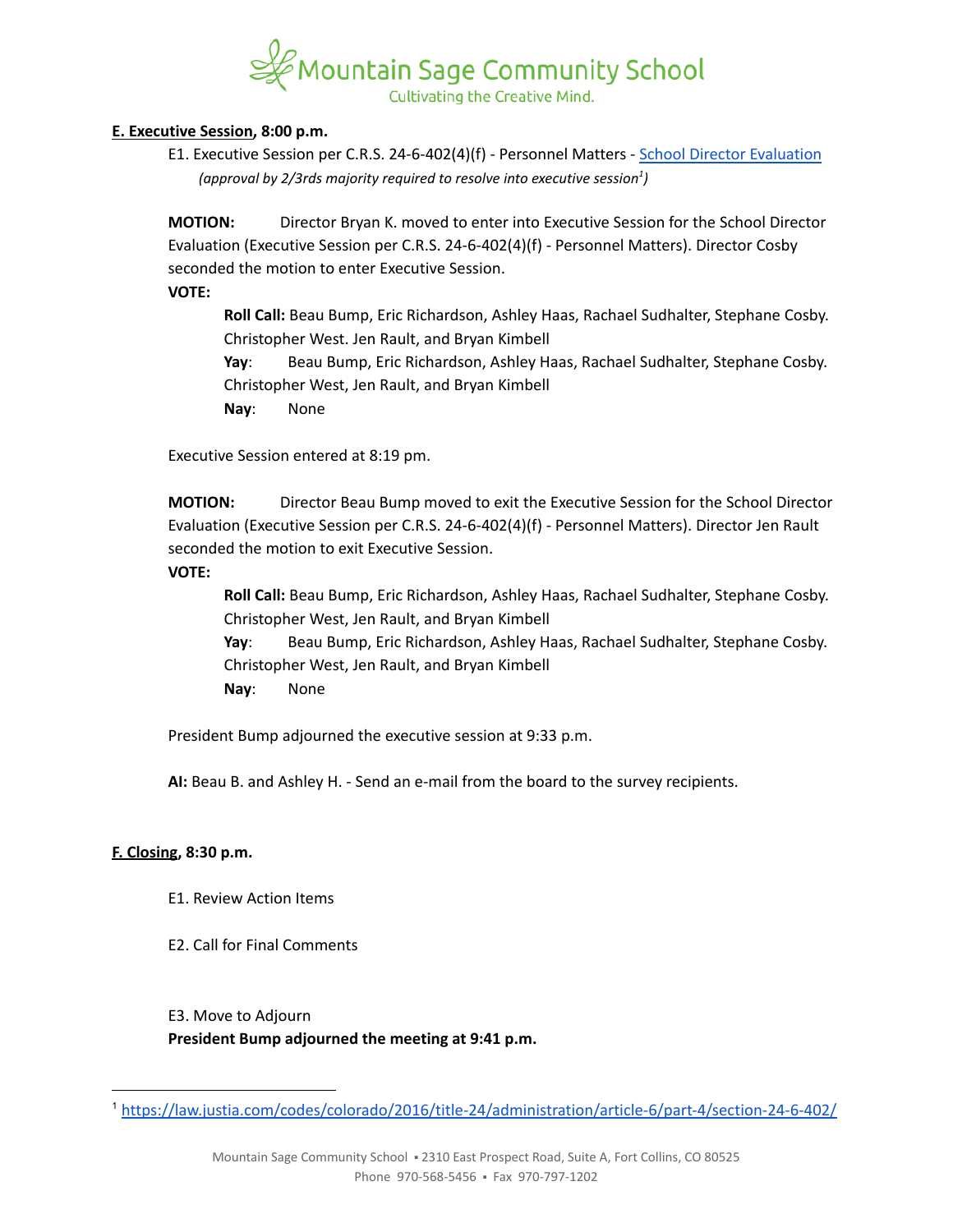**E. Executive Session, 8:00 p.m.**

E1. Executive Session per C.R.S. 24-6-402(4)(f) - Personnel Matters - School Director Evaluation

*(approval by 2/3rds majority required to resolve into executive session[1])*

**MOTION:** Director Bryan K. moved to enter into Executive Session for the School Director Evaluation (Executive Session per C.R.S. 24-6-402(4)(f) - Personnel Matters). Director Cosby seconded the motion to enter Executive Session.

**VOTE:**

**Roll Call:** Beau Bump, Eric Richardson, Ashley Haas, Rachael Sudhalter, Stephane Cosby. Christopher West. Jen Rault, and Bryan Kimbell

**Yay**: Beau Bump, Eric Richardson, Ashley Haas, Rachael Sudhalter, Stephane Cosby. Christopher West, Jen Rault, and Bryan Kimbell

**Nay**: None

Executive Session entered at 8:19 pm.

**MOTION:** Director Beau Bump moved to exit the Executive Session for the School Director Evaluation (Executive Session per C.R.S. 24-6-402(4)(f) - Personnel Matters). Director Jen Rault seconded the motion to exit Executive Session.

**VOTE:**

**Roll Call:** Beau Bump, Eric Richardson, Ashley Haas, Rachael Sudhalter, Stephane Cosby. Christopher West, Jen Rault, and Bryan Kimbell

**Yay**: Beau Bump, Eric Richardson, Ashley Haas, Rachael Sudhalter, Stephane Cosby. Christopher West, Jen Rault, and Bryan Kimbell

**Nay**: None

President Bump adjourned the executive session at 9:33 p.m.

**AI:** Beau B. and Ashley H. - Send an e-mail from the board to the survey recipients.

**F. Closing, 8:30 p.m.**

E1. Review Action Items

E2. Call for Final Comments

E3. Move to Adjourn

**President Bump adjourned the meeting at 9:41 p.m.**

[1] https://law.justia.com/codes/colorado/2016/title-24/administration/article-6/part-4/section-24-6-402/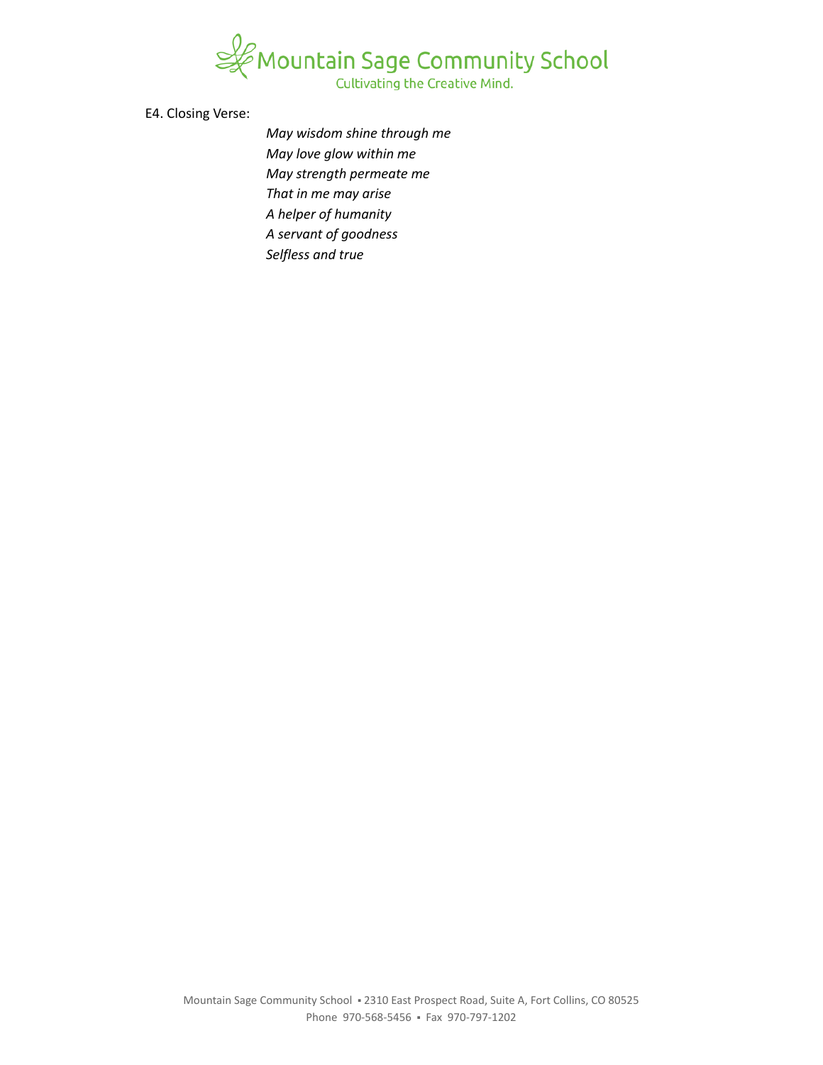E4. Closing Verse:

*May wisdom shine through me*
*May love glow within me*
*May strength permeate me*
*That in me may arise*
*A helper of humanity*
*A servant of goodness*
*Selfless and true*